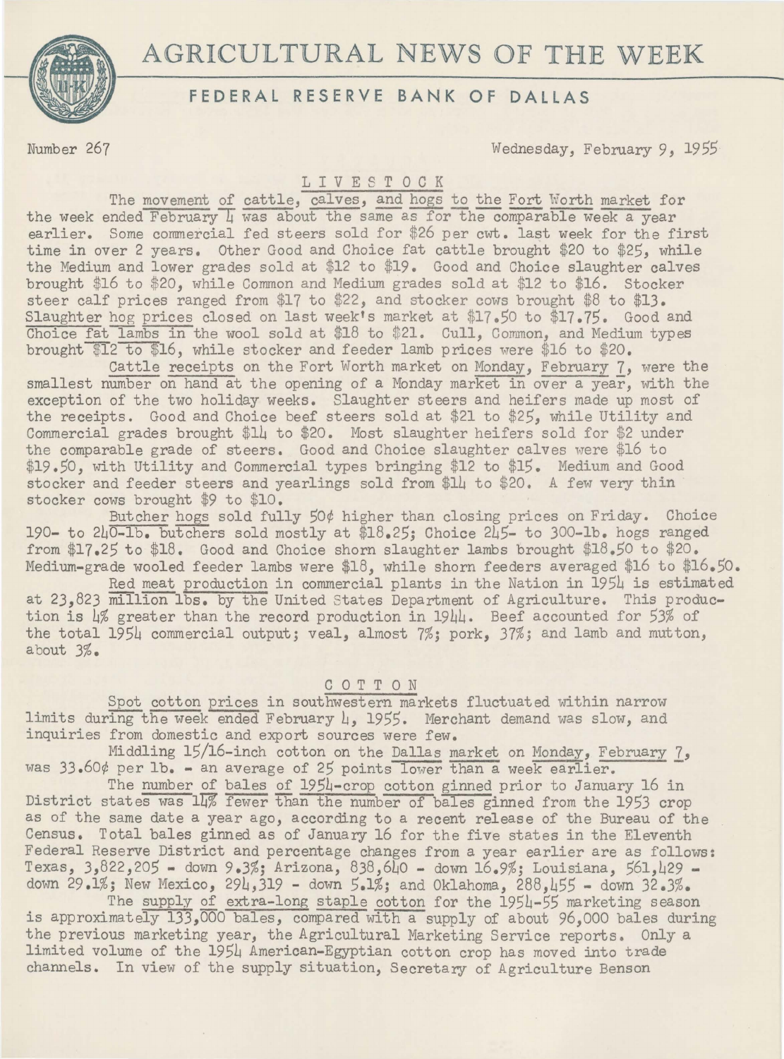# AGRICULTURAL NEWS OF THE WEEK

## FEDERAL RESERVE BANK OF DALLAS

Number 267 Wednesday, February 9, 1955

### LIVESTOCK

The movement of cattle, calves, and hogs to the Fort Worth market for the week ended February 4 was about the same as for the comparable week a year earlier. Some commercial fed steers sold for $26 per cwt. last week for the first time in over 2 years. Other Good and Choice fat cattle brought $20 to $25, while the Medium and lower grades sold at $12 to $19. Good and Choice slaughter calves brought $16 to $20, while Common and Medium grades sold at $12 to $16. Stocker steer calf prices ranged from $17 to $22, and stocker cows brought $8 to $13. Slaughter hog prices closed on last week's market at $17.50 to $17.75. Good and Choice fat lambs in the wool sold at $18 to $21. Cull, Common, and Medium types brought $12 to $16, while stocker and feeder lamb prices were $16 to $20.

Cattle receipts on the Fort Worth market on Monday, February 7, were the smallest number on hand at the opening of a Monday market in over a year, with the exception of the two holiday weeks. Slaughter steers and heifers made up most of the receipts. Good and Choice beef steers sold at $21 to $25, while Utility and Commercial grades brought $14 to $20. Most slaughter heifers sold for $2 under the comparable grade of steers. Good and Choice slaughter calves were $16 to $19.50, with Utility and Commercial types bringing $12 to $15. Medium and Good stocker and feeder steers and yearlings sold from $14 to $20. A few very thin stocker cows brought $9 to $10.

Butcher hogs sold fully 50¢ higher than closing prices on Friday. Choice 190- to 240-lb. butchers sold mostly at $18.25; Choice 245- to 300-lb. hogs ranged from $17.25 to $18. Good and Choice shorn slaughter lambs brought $18.50 to $20. Medium-grade wooled feeder lambs were $18, while shorn feeders averaged $16 to $16.50.

Red meat production in commercial plants in the Nation in 1954 is estimated at 23,823 million lbs. by the United States Department of Agriculture. This production is 4% greater than the record production in 1944. Beef accounted for 53% of the total 1954 commercial output; veal, almost 7%; pork, 37%; and lamb and mutton, about 3%.

### COTTON

Spot cotton prices in southwestern markets fluctuated within narrow limits during the week ended February 4, 1955. Merchant demand was slow, and inquiries from domestic and export sources were few.

Middling 15/16-inch cotton on the Dallas market on Monday, February 7, was 33.60¢ per lb. - an average of 25 points lower than a week earlier.

The number of bales of 1954-crop cotton ginned prior to January 16 in District states was 14% fewer than the number of bales ginned from the 1953 crop as of the same date a year ago, according to a recent release of the Bureau of the Census. Total bales ginned as of January 16 for the five states in the Eleventh Federal Reserve District and percentage changes from a year earlier are as follows: Texas, 3,822,205 - down 9.3%; Arizona, 838,640 - down 16.9%; Louisiana, 561,429 - down 29.1%; New Mexico, 294,319 - down 5.1%; and Oklahoma, 288,455 - down 32.3%.

The supply of extra-long staple cotton for the 1954-55 marketing season is approximately 133,000 bales, compared with a supply of about 96,000 bales during the previous marketing year, the Agricultural Marketing Service reports. Only a limited volume of the 1954 American-Egyptian cotton crop has moved into trade channels. In view of the supply situation, Secretary of Agriculture Benson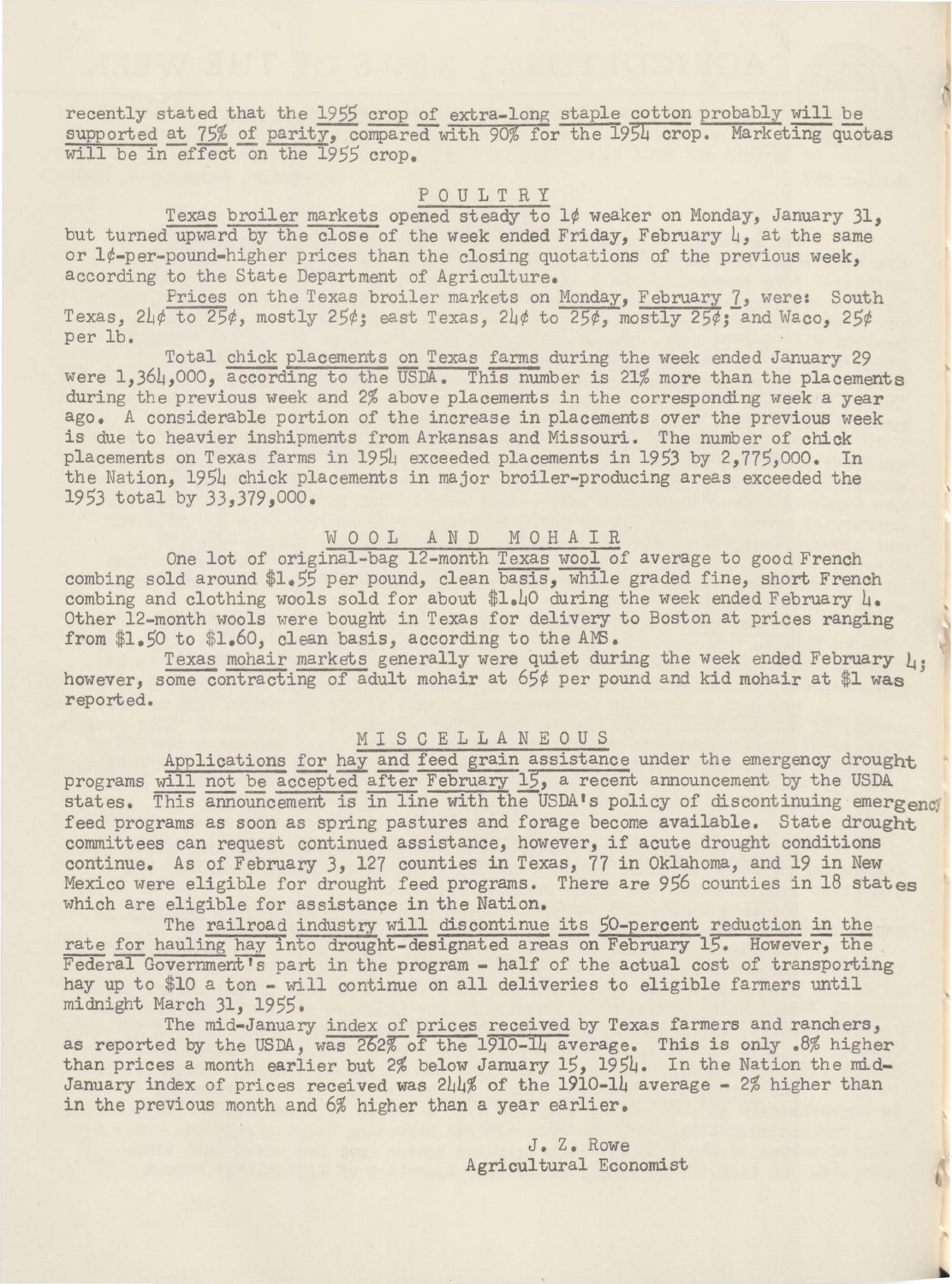recently stated that the 1955 crop of extra-long staple cotton probably will be supported at 75% of parity, compared with 90% for the 1954 crop. Marketing quotas will be in effect on the 1955 crop.

## P O U L T R Y

Texas broiler markets opened steady to 1¢ weaker on Monday, January 31, but turned upward by the close of the week ended Friday, February 4, at the same or 1¢-per-pound-higher prices than the closing quotations of the previous week, according to the State Department of Agriculture.

Prices on the Texas broiler markets on Monday, February 7, were: South Texas, 24¢ to 25¢, mostly 25¢; east Texas, 24¢ to 25¢, mostly 25¢; and Waco, 25¢ per lb.

Total chick placements on Texas farms during the week ended January 29 were 1,364,000, according to the USDA. This number is 21% more than the placements during the previous week and 2% above placements in the corresponding week a year ago. A considerable portion of the increase in placements over the previous week is due to heavier inshipments from Arkansas and Missouri. The number of chick placements on Texas farms in 1954 exceeded placements in 1953 by 2,775,000. In the Nation, 1954 chick placements in major broiler-producing areas exceeded the 1953 total by 33,379,000.

## W O O L   A N D   M O H A I R

One lot of original-bag 12-month Texas wool of average to good French combing sold around $1.55 per pound, clean basis, while graded fine, short French combing and clothing wools sold for about $1.40 during the week ended February 4. Other 12-month wools were bought in Texas for delivery to Boston at prices ranging from $1.50 to $1.60, clean basis, according to the AMS.

Texas mohair markets generally were quiet during the week ended February 4; however, some contracting of adult mohair at 65¢ per pound and kid mohair at $1 was reported.

## M I S C E L L A N E O U S

Applications for hay and feed grain assistance under the emergency drought programs will not be accepted after February 15, a recent announcement by the USDA states. This announcement is in line with the USDA's policy of discontinuing emergency feed programs as soon as spring pastures and forage become available. State drought committees can request continued assistance, however, if acute drought conditions continue. As of February 3, 127 counties in Texas, 77 in Oklahoma, and 19 in New Mexico were eligible for drought feed programs. There are 956 counties in 18 states which are eligible for assistance in the Nation.

The railroad industry will discontinue its 50-percent reduction in the rate for hauling hay into drought-designated areas on February 15. However, the Federal Government's part in the program - half of the actual cost of transporting hay up to $10 a ton - will continue on all deliveries to eligible farmers until midnight March 31, 1955.

The mid-January index of prices received by Texas farmers and ranchers, as reported by the USDA, was 262% of the 1910-14 average. This is only .8% higher than prices a month earlier but 2% below January 15, 1954. In the Nation the mid-January index of prices received was 244% of the 1910-14 average - 2% higher than in the previous month and 6% higher than a year earlier.

J. Z. Rowe
Agricultural Economist